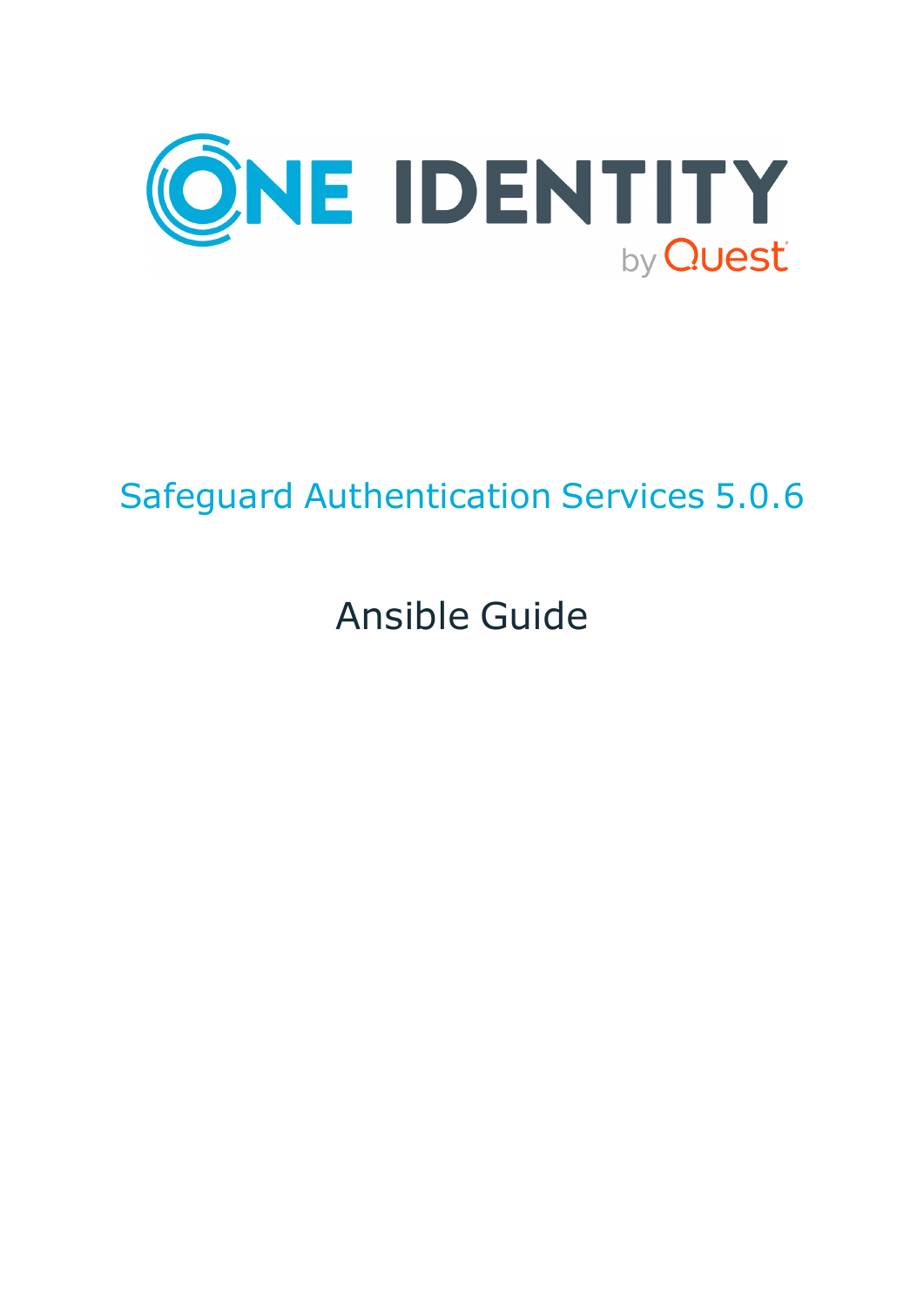ONE IDENTITY by Quest

# Safeguard Authentication Services 5.0.6

## Ansible Guide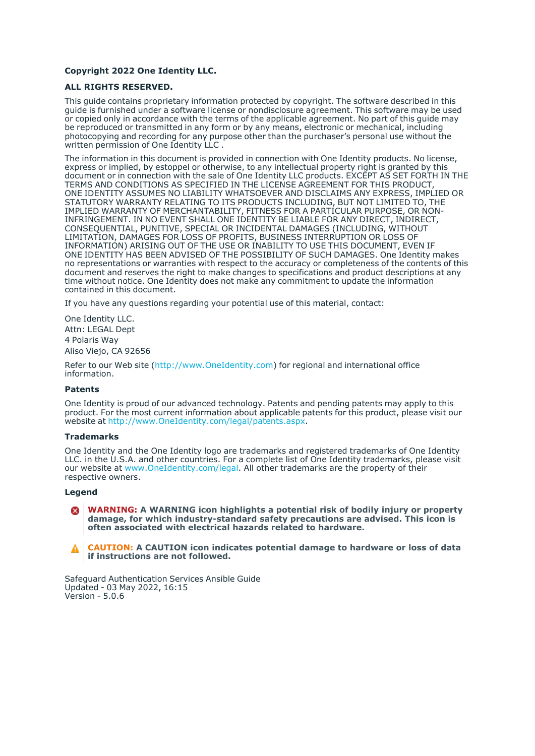**Copyright 2022 One Identity LLC.**

**ALL RIGHTS RESERVED.**

This guide contains proprietary information protected by copyright. The software described in this guide is furnished under a software license or nondisclosure agreement. This software may be used or copied only in accordance with the terms of the applicable agreement. No part of this guide may be reproduced or transmitted in any form or by any means, electronic or mechanical, including photocopying and recording for any purpose other than the purchaser's personal use without the written permission of One Identity LLC .

The information in this document is provided in connection with One Identity products. No license, express or implied, by estoppel or otherwise, to any intellectual property right is granted by this document or in connection with the sale of One Identity LLC products. EXCEPT AS SET FORTH IN THE TERMS AND CONDITIONS AS SPECIFIED IN THE LICENSE AGREEMENT FOR THIS PRODUCT, ONE IDENTITY ASSUMES NO LIABILITY WHATSOEVER AND DISCLAIMS ANY EXPRESS, IMPLIED OR STATUTORY WARRANTY RELATING TO ITS PRODUCTS INCLUDING, BUT NOT LIMITED TO, THE IMPLIED WARRANTY OF MERCHANTABILITY, FITNESS FOR A PARTICULAR PURPOSE, OR NON-INFRINGEMENT. IN NO EVENT SHALL ONE IDENTITY BE LIABLE FOR ANY DIRECT, INDIRECT, CONSEQUENTIAL, PUNITIVE, SPECIAL OR INCIDENTAL DAMAGES (INCLUDING, WITHOUT LIMITATION, DAMAGES FOR LOSS OF PROFITS, BUSINESS INTERRUPTION OR LOSS OF INFORMATION) ARISING OUT OF THE USE OR INABILITY TO USE THIS DOCUMENT, EVEN IF ONE IDENTITY HAS BEEN ADVISED OF THE POSSIBILITY OF SUCH DAMAGES. One Identity makes no representations or warranties with respect to the accuracy or completeness of the contents of this document and reserves the right to make changes to specifications and product descriptions at any time without notice. One Identity does not make any commitment to update the information contained in this document.

If you have any questions regarding your potential use of this material, contact:

One Identity LLC.
Attn: LEGAL Dept
4 Polaris Way
Aliso Viejo, CA 92656

Refer to our Web site (http://www.OneIdentity.com) for regional and international office information.

**Patents**

One Identity is proud of our advanced technology. Patents and pending patents may apply to this product. For the most current information about applicable patents for this product, please visit our website at http://www.OneIdentity.com/legal/patents.aspx.

**Trademarks**

One Identity and the One Identity logo are trademarks and registered trademarks of One Identity LLC. in the U.S.A. and other countries. For a complete list of One Identity trademarks, please visit our website at www.OneIdentity.com/legal. All other trademarks are the property of their respective owners.

**Legend**

**WARNING: A WARNING icon highlights a potential risk of bodily injury or property damage, for which industry-standard safety precautions are advised. This icon is often associated with electrical hazards related to hardware.**

**CAUTION: A CAUTION icon indicates potential damage to hardware or loss of data if instructions are not followed.**

Safeguard Authentication Services Ansible Guide
Updated - 03 May 2022, 16:15
Version - 5.0.6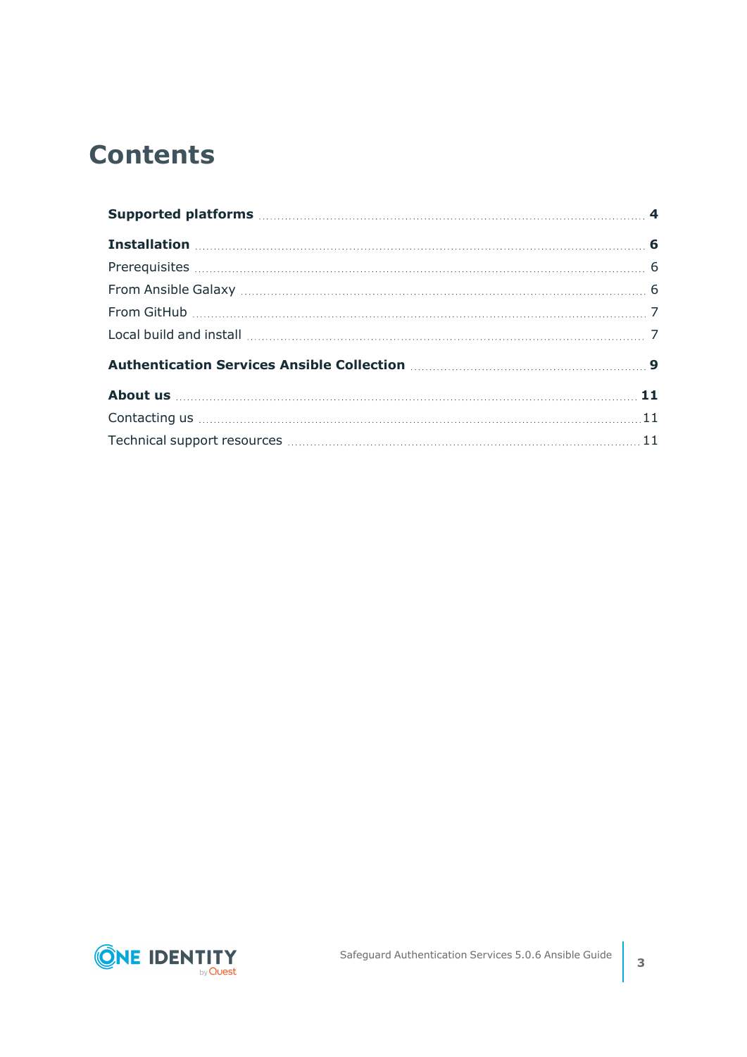# Contents

**Supported platforms** ..... **4**

**Installation** ..... **6**

Prerequisites ..... 6

From Ansible Galaxy ..... 6

From GitHub ..... 7

Local build and install ..... 7

**Authentication Services Ansible Collection** ..... **9**

**About us** ..... **11**

Contacting us ..... 11

Technical support resources ..... 11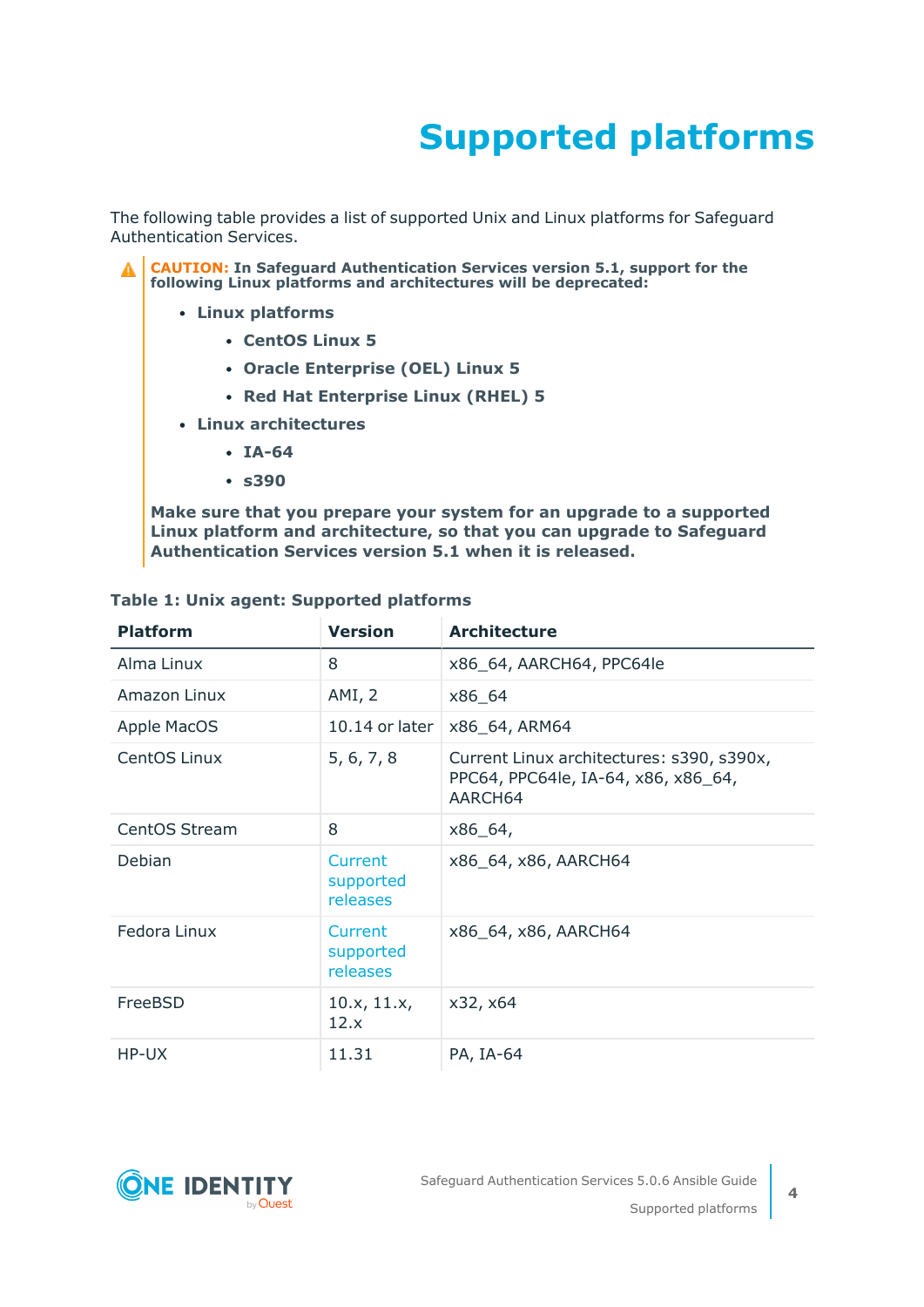# Supported platforms

The following table provides a list of supported Unix and Linux platforms for Safeguard Authentication Services.

> **CAUTION: In Safeguard Authentication Services version 5.1, support for the following Linux platforms and architectures will be deprecated:**
>
> - **Linux platforms**
>   - **CentOS Linux 5**
>   - **Oracle Enterprise (OEL) Linux 5**
>   - **Red Hat Enterprise Linux (RHEL) 5**
> - **Linux architectures**
>   - **IA-64**
>   - **s390**
>
> **Make sure that you prepare your system for an upgrade to a supported Linux platform and architecture, so that you can upgrade to Safeguard Authentication Services version 5.1 when it is released.**

**Table 1: Unix agent: Supported platforms**

| Platform | Version | Architecture |
| --- | --- | --- |
| Alma Linux | 8 | x86_64, AARCH64, PPC64le |
| Amazon Linux | AMI, 2 | x86_64 |
| Apple MacOS | 10.14 or later | x86_64, ARM64 |
| CentOS Linux | 5, 6, 7, 8 | Current Linux architectures: s390, s390x, PPC64, PPC64le, IA-64, x86, x86_64, AARCH64 |
| CentOS Stream | 8 | x86_64, |
| Debian | Current supported releases | x86_64, x86, AARCH64 |
| Fedora Linux | Current supported releases | x86_64, x86, AARCH64 |
| FreeBSD | 10.x, 11.x, 12.x | x32, x64 |
| HP-UX | 11.31 | PA, IA-64 |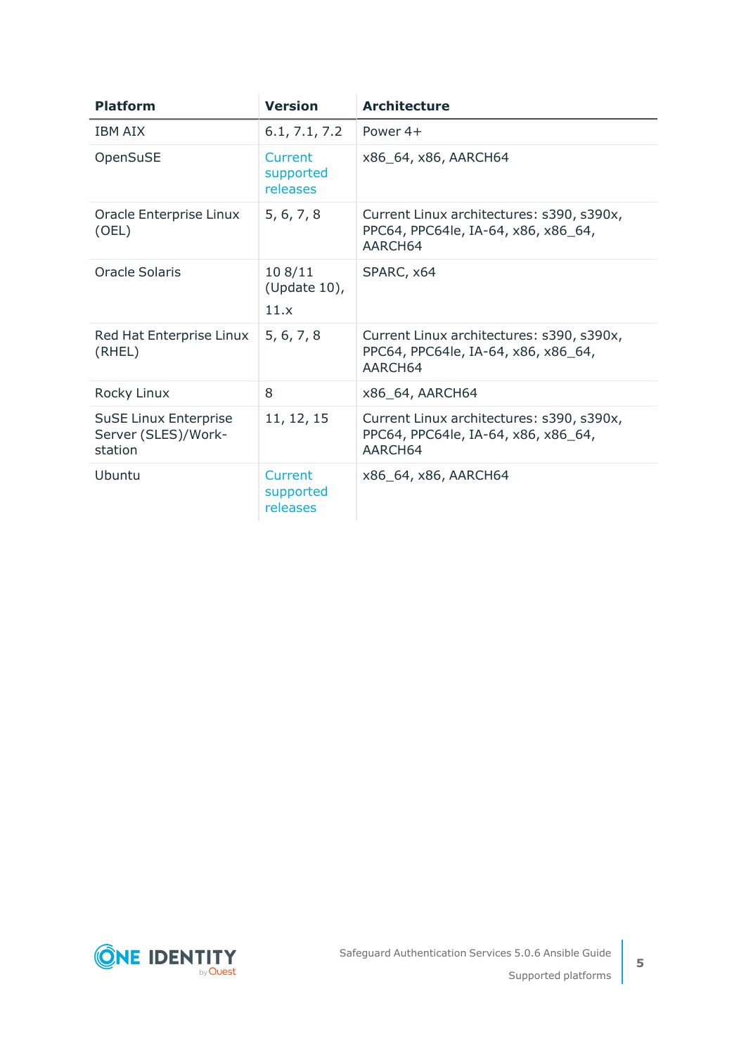| Platform | Version | Architecture |
| --- | --- | --- |
| IBM AIX | 6.1, 7.1, 7.2 | Power 4+ |
| OpenSuSE | Current supported releases | x86_64, x86, AARCH64 |
| Oracle Enterprise Linux (OEL) | 5, 6, 7, 8 | Current Linux architectures: s390, s390x, PPC64, PPC64le, IA-64, x86, x86_64, AARCH64 |
| Oracle Solaris | 10 8/11 (Update 10), 11.x | SPARC, x64 |
| Red Hat Enterprise Linux (RHEL) | 5, 6, 7, 8 | Current Linux architectures: s390, s390x, PPC64, PPC64le, IA-64, x86, x86_64, AARCH64 |
| Rocky Linux | 8 | x86_64, AARCH64 |
| SuSE Linux Enterprise Server (SLES)/Workstation | 11, 12, 15 | Current Linux architectures: s390, s390x, PPC64, PPC64le, IA-64, x86, x86_64, AARCH64 |
| Ubuntu | Current supported releases | x86_64, x86, AARCH64 |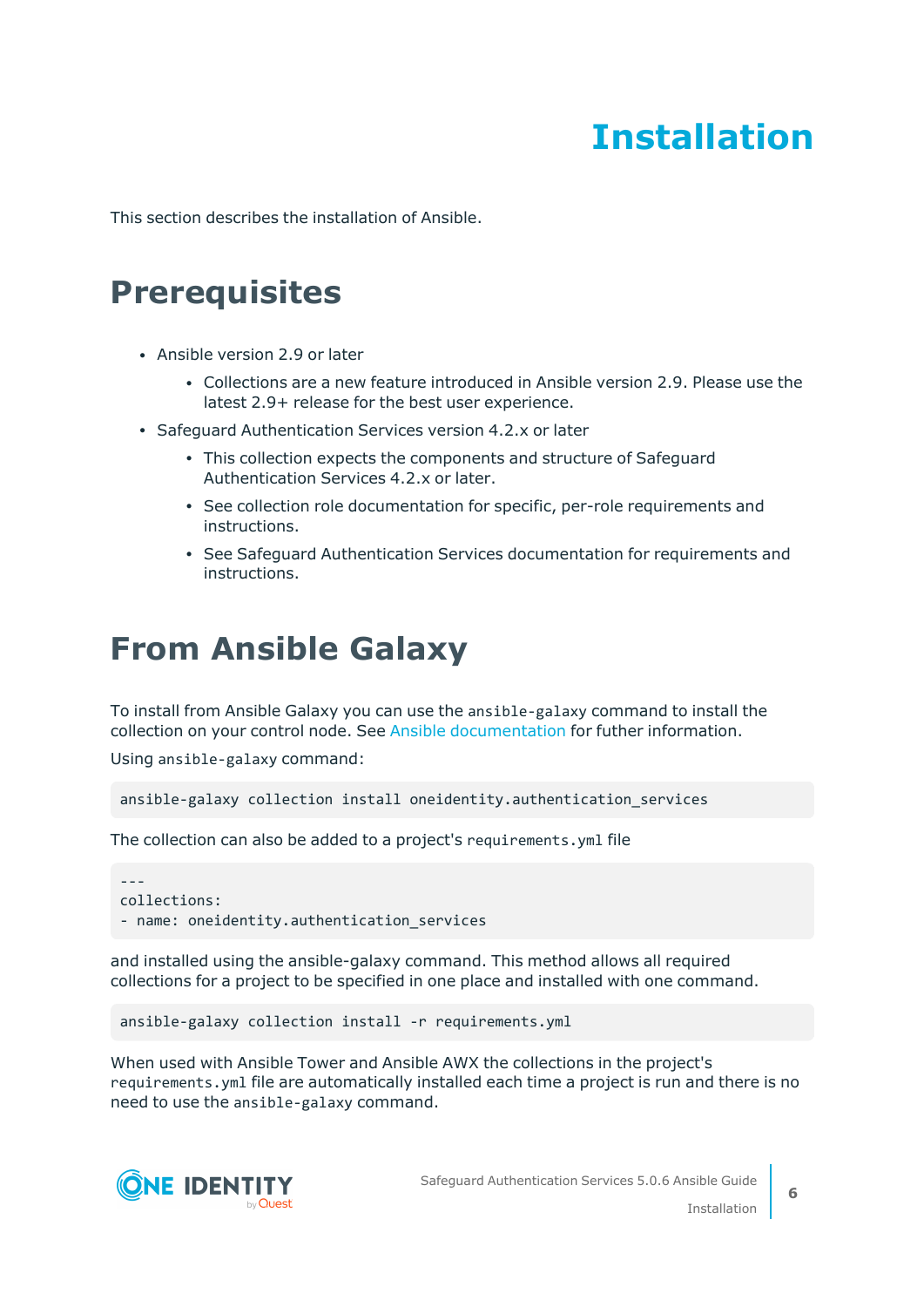# Installation

This section describes the installation of Ansible.

## Prerequisites

- Ansible version 2.9 or later
  - Collections are a new feature introduced in Ansible version 2.9. Please use the latest 2.9+ release for the best user experience.
- Safeguard Authentication Services version 4.2.x or later
  - This collection expects the components and structure of Safeguard Authentication Services 4.2.x or later.
  - See collection role documentation for specific, per-role requirements and instructions.
  - See Safeguard Authentication Services documentation for requirements and instructions.

## From Ansible Galaxy

To install from Ansible Galaxy you can use the `ansible-galaxy` command to install the collection on your control node. See Ansible documentation for futher information.

Using `ansible-galaxy` command:

```
ansible-galaxy collection install oneidentity.authentication_services
```

The collection can also be added to a project's `requirements.yml` file

```
---
collections:
- name: oneidentity.authentication_services
```

and installed using the ansible-galaxy command. This method allows all required collections for a project to be specified in one place and installed with one command.

```
ansible-galaxy collection install -r requirements.yml
```

When used with Ansible Tower and Ansible AWX the collections in the project's `requirements.yml` file are automatically installed each time a project is run and there is no need to use the `ansible-galaxy` command.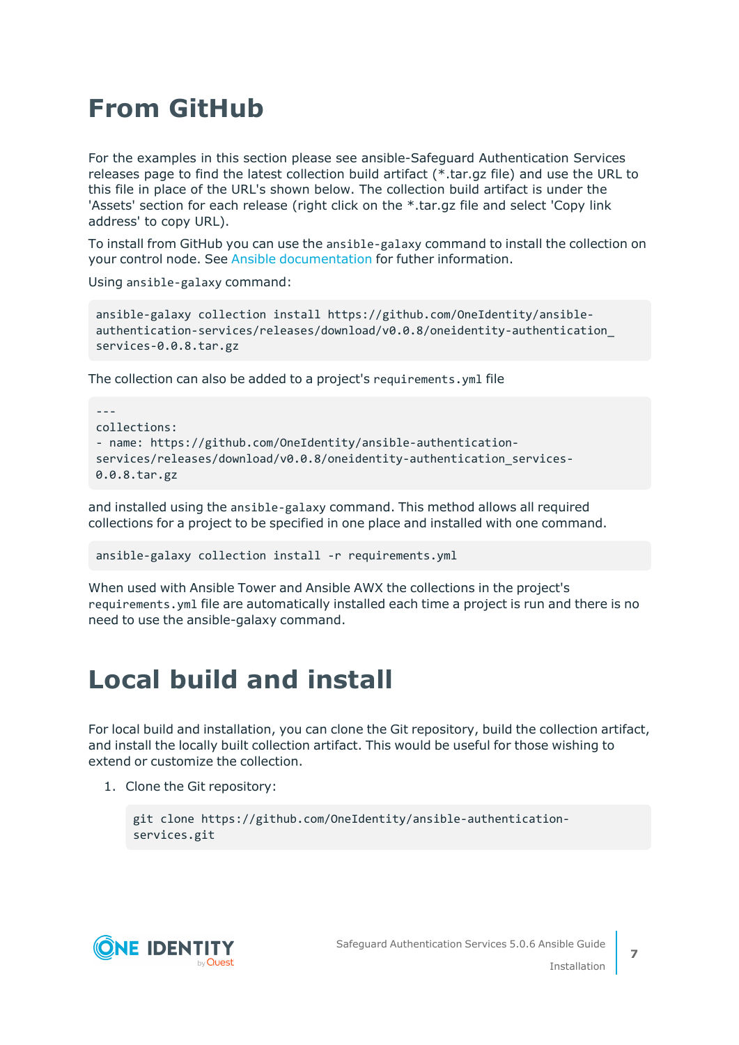# From GitHub

For the examples in this section please see ansible-Safeguard Authentication Services releases page to find the latest collection build artifact (*.tar.gz file) and use the URL to this file in place of the URL's shown below. The collection build artifact is under the 'Assets' section for each release (right click on the *.tar.gz file and select 'Copy link address' to copy URL).

To install from GitHub you can use the `ansible-galaxy` command to install the collection on your control node. See Ansible documentation for futher information.

Using `ansible-galaxy` command:

```
ansible-galaxy collection install https://github.com/OneIdentity/ansible-authentication-services/releases/download/v0.0.8/oneidentity-authentication_services-0.0.8.tar.gz
```

The collection can also be added to a project's `requirements.yml` file

```
---
collections:
- name: https://github.com/OneIdentity/ansible-authentication-services/releases/download/v0.0.8/oneidentity-authentication_services-0.0.8.tar.gz
```

and installed using the `ansible-galaxy` command. This method allows all required collections for a project to be specified in one place and installed with one command.

```
ansible-galaxy collection install -r requirements.yml
```

When used with Ansible Tower and Ansible AWX the collections in the project's `requirements.yml` file are automatically installed each time a project is run and there is no need to use the ansible-galaxy command.

# Local build and install

For local build and installation, you can clone the Git repository, build the collection artifact, and install the locally built collection artifact. This would be useful for those wishing to extend or customize the collection.

1. Clone the Git repository:

```
git clone https://github.com/OneIdentity/ansible-authentication-services.git
```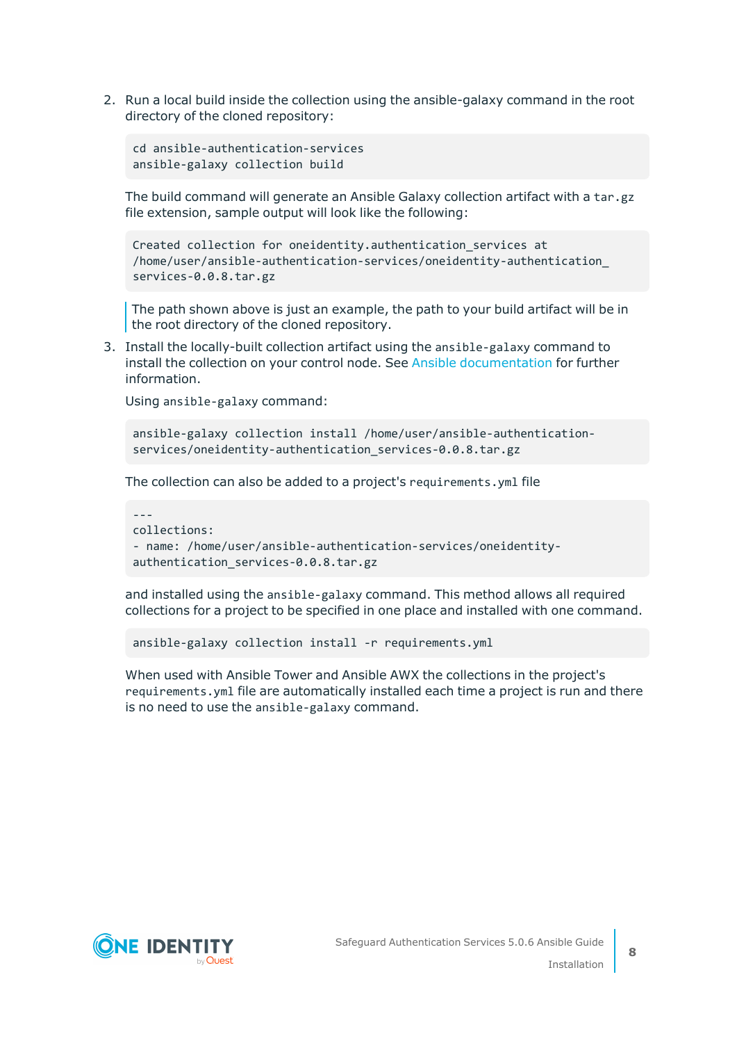2. Run a local build inside the collection using the ansible-galaxy command in the root directory of the cloned repository:

   ```
   cd ansible-authentication-services
   ansible-galaxy collection build
   ```

   The build command will generate an Ansible Galaxy collection artifact with a `tar.gz` file extension, sample output will look like the following:

   ```
   Created collection for oneidentity.authentication_services at
   /home/user/ansible-authentication-services/oneidentity-authentication_
   services-0.0.8.tar.gz
   ```

   > The path shown above is just an example, the path to your build artifact will be in the root directory of the cloned repository.

3. Install the locally-built collection artifact using the `ansible-galaxy` command to install the collection on your control node. See Ansible documentation for further information.

   Using `ansible-galaxy` command:

   ```
   ansible-galaxy collection install /home/user/ansible-authentication-
   services/oneidentity-authentication_services-0.0.8.tar.gz
   ```

   The collection can also be added to a project's `requirements.yml` file

   ```
   ---
   collections:
   - name: /home/user/ansible-authentication-services/oneidentity-
   authentication_services-0.0.8.tar.gz
   ```

   and installed using the `ansible-galaxy` command. This method allows all required collections for a project to be specified in one place and installed with one command.

   ```
   ansible-galaxy collection install -r requirements.yml
   ```

   When used with Ansible Tower and Ansible AWX the collections in the project's `requirements.yml` file are automatically installed each time a project is run and there is no need to use the `ansible-galaxy` command.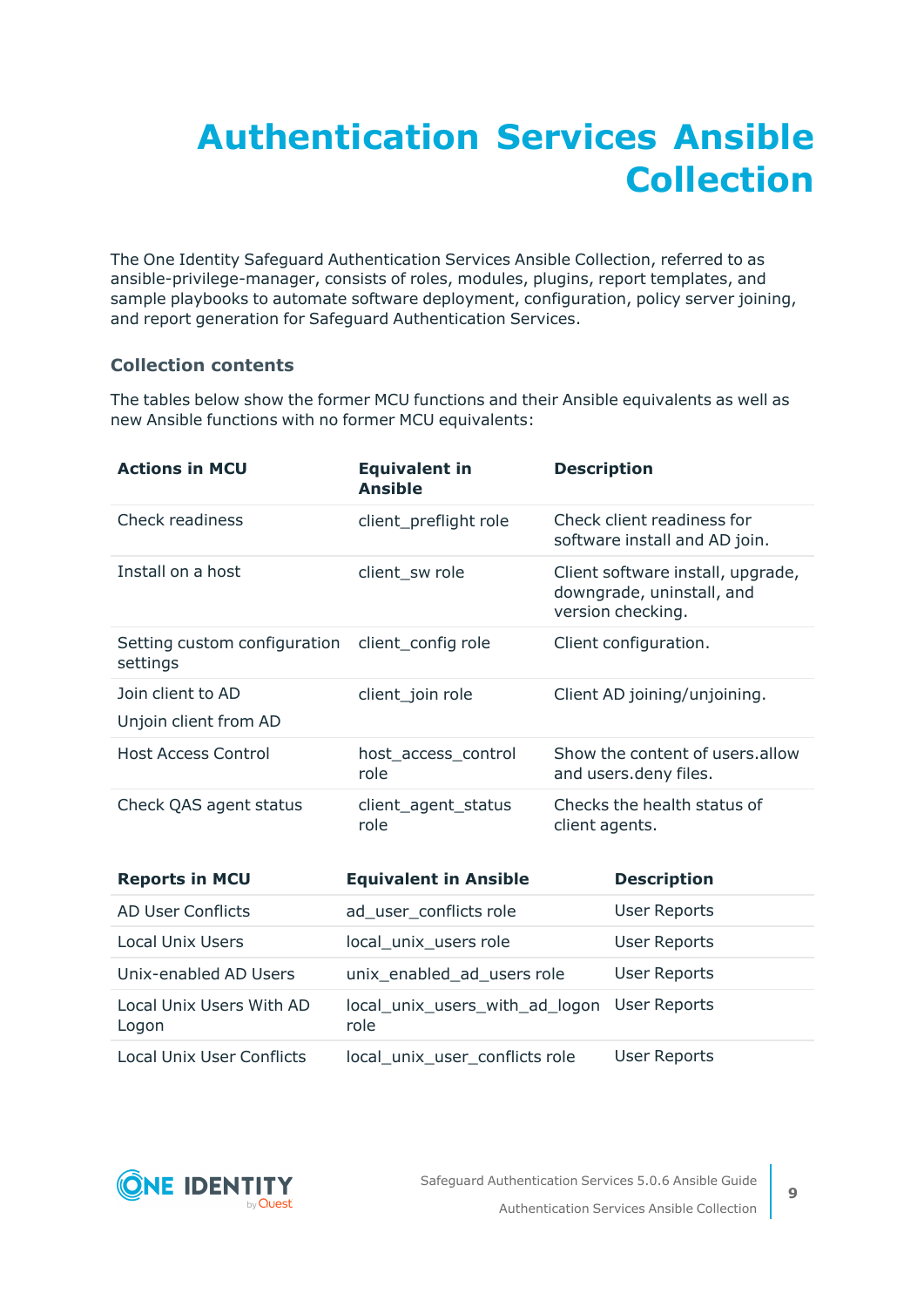# Authentication Services Ansible Collection

The One Identity Safeguard Authentication Services Ansible Collection, referred to as ansible-privilege-manager, consists of roles, modules, plugins, report templates, and sample playbooks to automate software deployment, configuration, policy server joining, and report generation for Safeguard Authentication Services.

### Collection contents

The tables below show the former MCU functions and their Ansible equivalents as well as new Ansible functions with no former MCU equivalents:

| Actions in MCU | Equivalent in Ansible | Description |
|---|---|---|
| Check readiness | client_preflight role | Check client readiness for software install and AD join. |
| Install on a host | client_sw role | Client software install, upgrade, downgrade, uninstall, and version checking. |
| Setting custom configuration settings | client_config role | Client configuration. |
| Join client to AD<br>Unjoin client from AD | client_join role | Client AD joining/unjoining. |
| Host Access Control | host_access_control role | Show the content of users.allow and users.deny files. |
| Check QAS agent status | client_agent_status role | Checks the health status of client agents. |

| Reports in MCU | Equivalent in Ansible | Description |
|---|---|---|
| AD User Conflicts | ad_user_conflicts role | User Reports |
| Local Unix Users | local_unix_users role | User Reports |
| Unix-enabled AD Users | unix_enabled_ad_users role | User Reports |
| Local Unix Users With AD Logon | local_unix_users_with_ad_logon role | User Reports |
| Local Unix User Conflicts | local_unix_user_conflicts role | User Reports |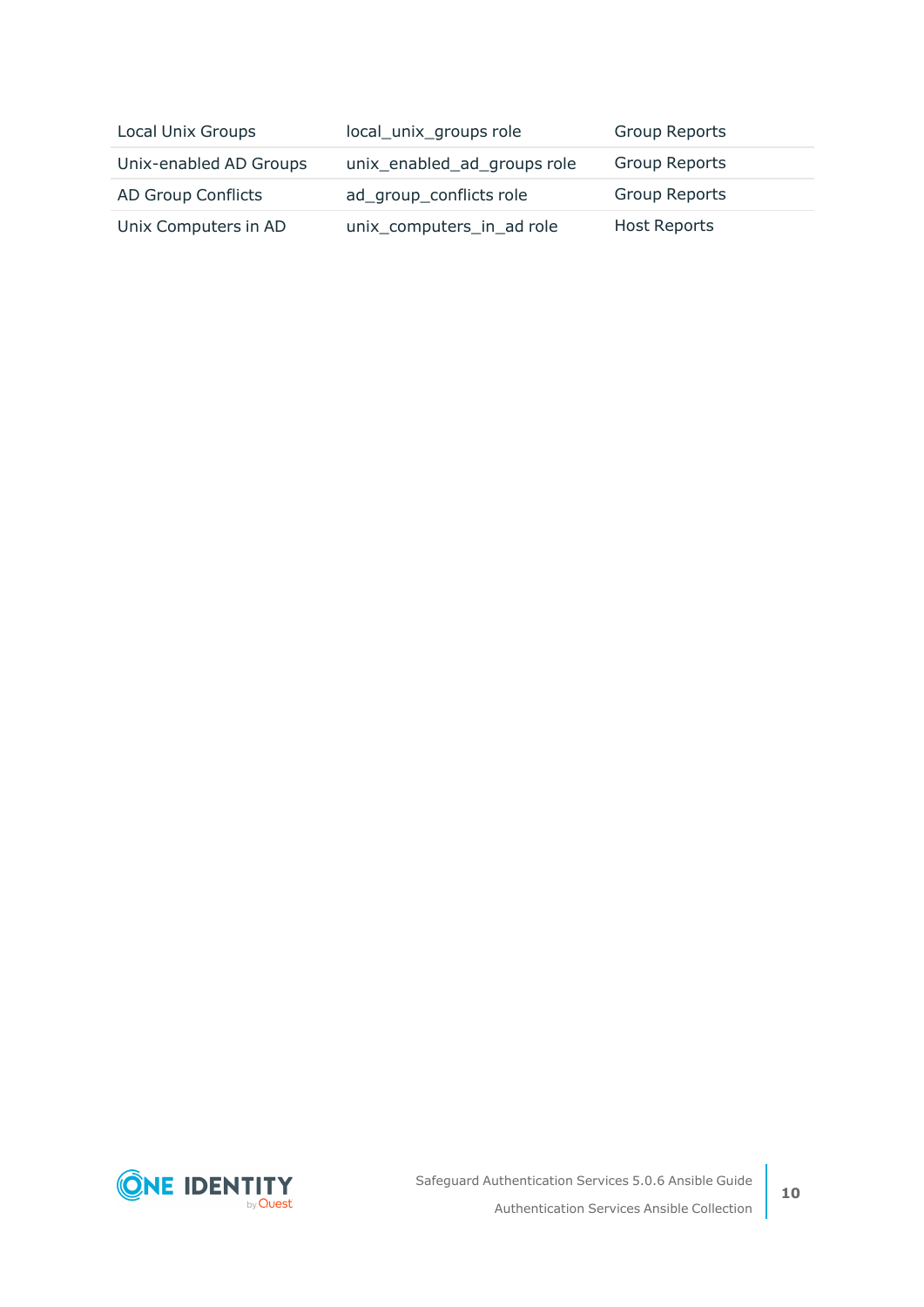| | | |
|---|---|---|
| Local Unix Groups | local_unix_groups role | Group Reports |
| Unix-enabled AD Groups | unix_enabled_ad_groups role | Group Reports |
| AD Group Conflicts | ad_group_conflicts role | Group Reports |
| Unix Computers in AD | unix_computers_in_ad role | Host Reports |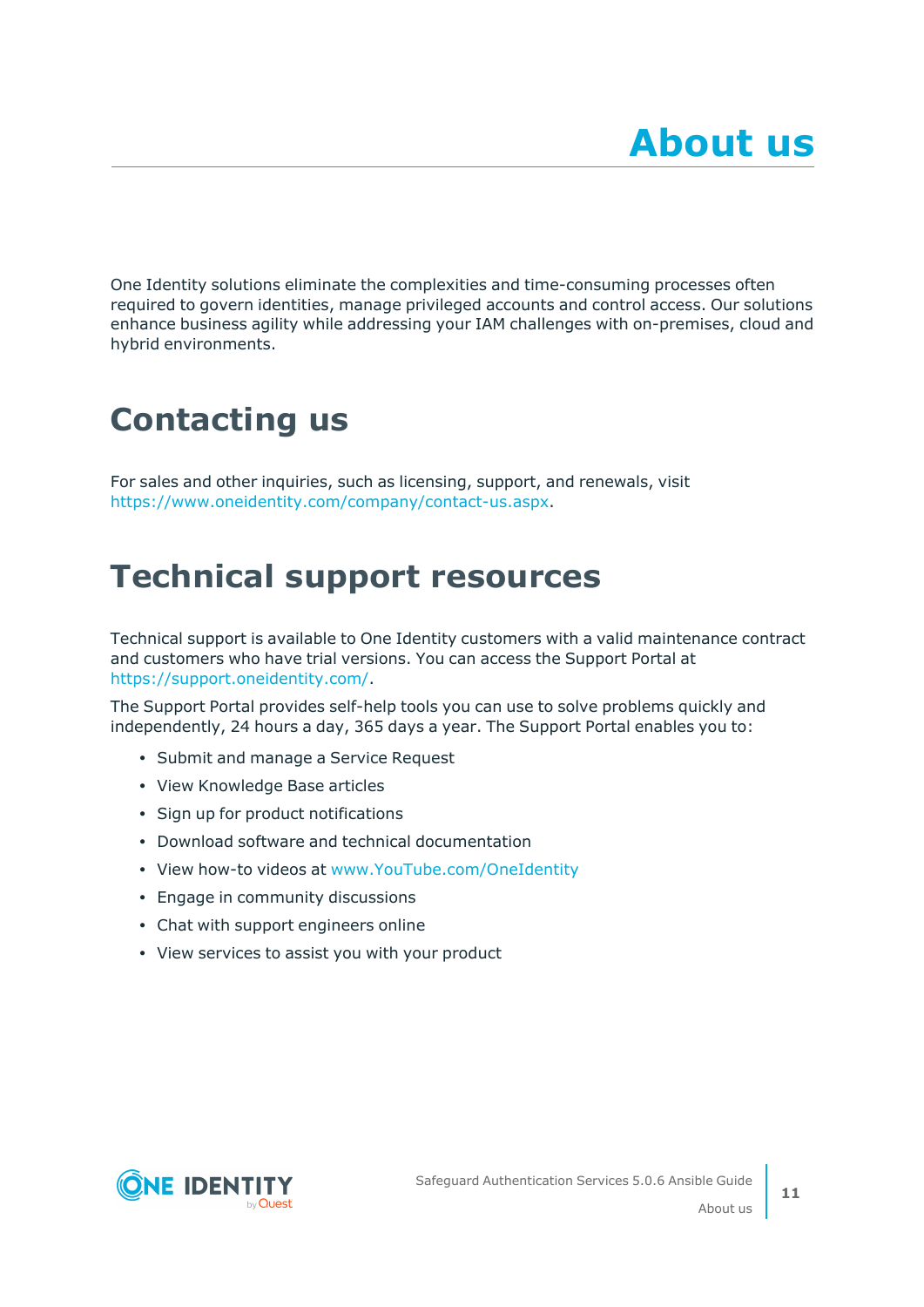# About us

One Identity solutions eliminate the complexities and time-consuming processes often required to govern identities, manage privileged accounts and control access. Our solutions enhance business agility while addressing your IAM challenges with on-premises, cloud and hybrid environments.

## Contacting us

For sales and other inquiries, such as licensing, support, and renewals, visit https://www.oneidentity.com/company/contact-us.aspx.

## Technical support resources

Technical support is available to One Identity customers with a valid maintenance contract and customers who have trial versions. You can access the Support Portal at https://support.oneidentity.com/.

The Support Portal provides self-help tools you can use to solve problems quickly and independently, 24 hours a day, 365 days a year. The Support Portal enables you to:

- Submit and manage a Service Request
- View Knowledge Base articles
- Sign up for product notifications
- Download software and technical documentation
- View how-to videos at www.YouTube.com/OneIdentity
- Engage in community discussions
- Chat with support engineers online
- View services to assist you with your product